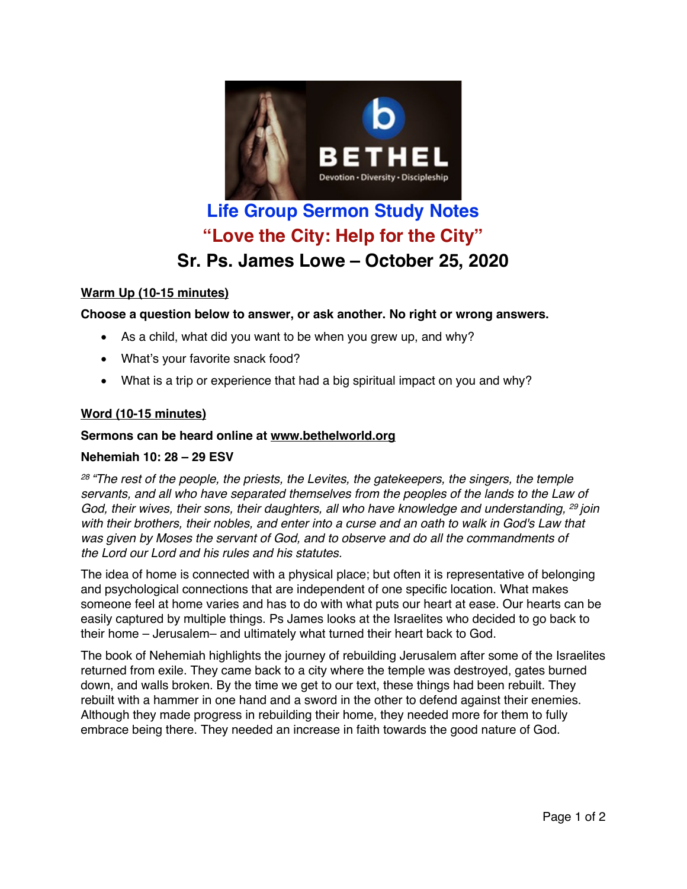# Life Group Sermon Study Notes

## "Love the City: Help for the City"

## Sr. Ps. James Lowe – October 25, 2020

**Warm Up (10-15 minutes)**

**Choose a question below to answer, or ask another. No right or wrong answers.**

- As a child, what did you want to be when you grew up, and why?
- What's your favorite snack food?
- What is a trip or experience that had a big spiritual impact on you and why?

**Word (10-15 minutes)**

**Sermons can be heard online at www.bethelworld.org**

**Nehemiah 10: 28 – 29 ESV**

*[28] "The rest of the people, the priests, the Levites, the gatekeepers, the singers, the temple servants, and all who have separated themselves from the peoples of the lands to the Law of God, their wives, their sons, their daughters, all who have knowledge and understanding, [29] join with their brothers, their nobles, and enter into a curse and an oath to walk in God's Law that was given by Moses the servant of God, and to observe and do all the commandments of the Lord our Lord and his rules and his statutes.*

The idea of home is connected with a physical place; but often it is representative of belonging and psychological connections that are independent of one specific location. What makes someone feel at home varies and has to do with what puts our heart at ease. Our hearts can be easily captured by multiple things. Ps James looks at the Israelites who decided to go back to their home – Jerusalem– and ultimately what turned their heart back to God.

The book of Nehemiah highlights the journey of rebuilding Jerusalem after some of the Israelites returned from exile. They came back to a city where the temple was destroyed, gates burned down, and walls broken. By the time we get to our text, these things had been rebuilt. They rebuilt with a hammer in one hand and a sword in the other to defend against their enemies. Although they made progress in rebuilding their home, they needed more for them to fully embrace being there. They needed an increase in faith towards the good nature of God.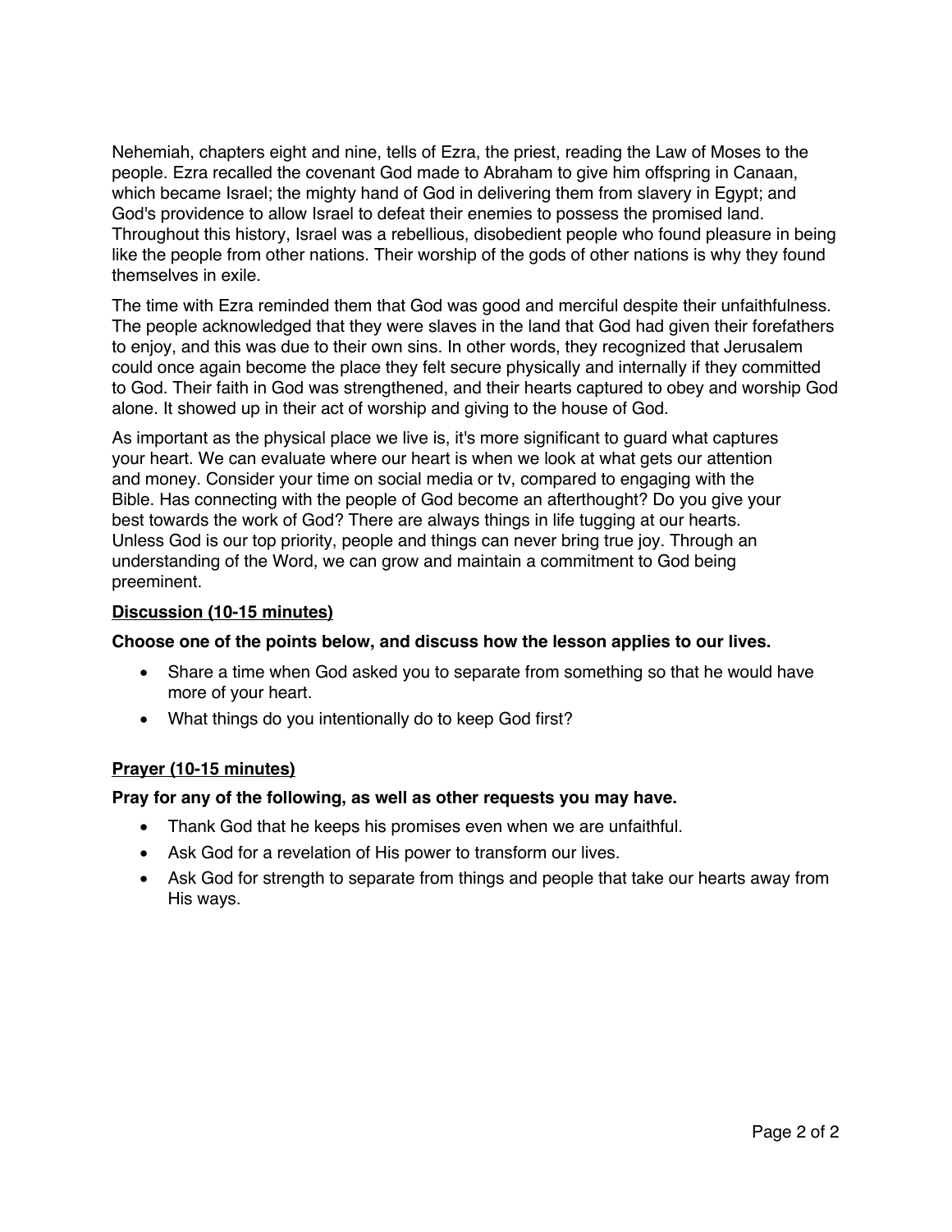Nehemiah, chapters eight and nine, tells of Ezra, the priest, reading the Law of Moses to the people. Ezra recalled the covenant God made to Abraham to give him offspring in Canaan, which became Israel; the mighty hand of God in delivering them from slavery in Egypt; and God's providence to allow Israel to defeat their enemies to possess the promised land. Throughout this history, Israel was a rebellious, disobedient people who found pleasure in being like the people from other nations. Their worship of the gods of other nations is why they found themselves in exile.

The time with Ezra reminded them that God was good and merciful despite their unfaithfulness. The people acknowledged that they were slaves in the land that God had given their forefathers to enjoy, and this was due to their own sins. In other words, they recognized that Jerusalem could once again become the place they felt secure physically and internally if they committed to God. Their faith in God was strengthened, and their hearts captured to obey and worship God alone. It showed up in their act of worship and giving to the house of God.

As important as the physical place we live is, it's more significant to guard what captures your heart. We can evaluate where our heart is when we look at what gets our attention and money. Consider your time on social media or tv, compared to engaging with the Bible. Has connecting with the people of God become an afterthought? Do you give your best towards the work of God? There are always things in life tugging at our hearts. Unless God is our top priority, people and things can never bring true joy. Through an understanding of the Word, we can grow and maintain a commitment to God being preeminent.

**Discussion (10-15 minutes)**

**Choose one of the points below, and discuss how the lesson applies to our lives.**

- Share a time when God asked you to separate from something so that he would have more of your heart.
- What things do you intentionally do to keep God first?

**Prayer (10-15 minutes)**

**Pray for any of the following, as well as other requests you may have.**

- Thank God that he keeps his promises even when we are unfaithful.
- Ask God for a revelation of His power to transform our lives.
- Ask God for strength to separate from things and people that take our hearts away from His ways.